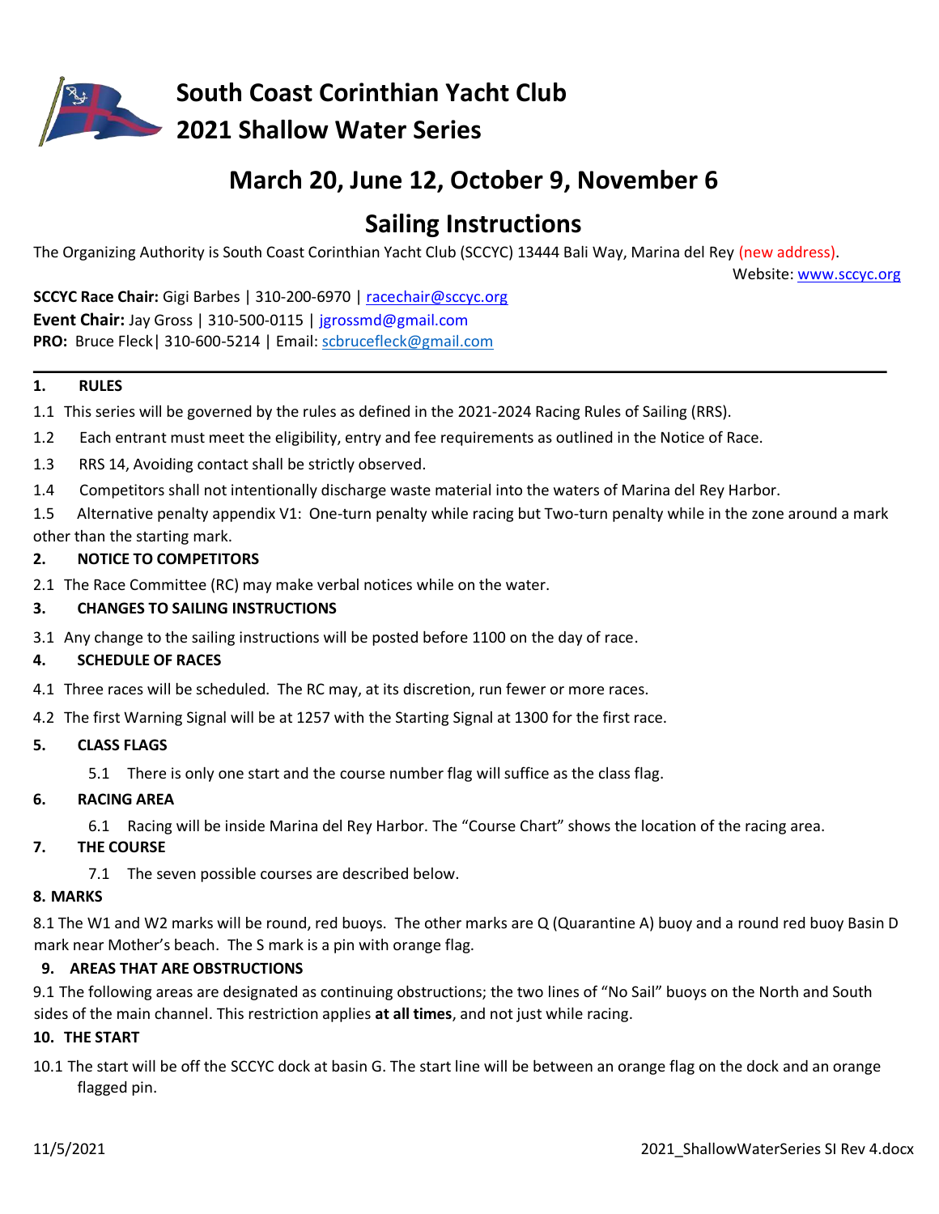# South Coast Corinthian Yacht Club
# 2021 Shallow Water Series

## March 20, June 12, October 9, November 6

## Sailing Instructions

The Organizing Authority is South Coast Corinthian Yacht Club (SCCYC) 13444 Bali Way, Marina del Rey (new address).

Website: www.sccyc.org

**SCCYC Race Chair:** Gigi Barbes | 310-200-6970 | racechair@sccyc.org
**Event Chair:** Jay Gross | 310-500-0115 | jgrossmd@gmail.com
**PRO:** Bruce Fleck| 310-600-5214 | Email: scbrucefleck@gmail.com

---

**1. RULES**

1.1 This series will be governed by the rules as defined in the 2021-2024 Racing Rules of Sailing (RRS).

1.2 Each entrant must meet the eligibility, entry and fee requirements as outlined in the Notice of Race.

1.3 RRS 14, Avoiding contact shall be strictly observed.

1.4 Competitors shall not intentionally discharge waste material into the waters of Marina del Rey Harbor.

1.5 Alternative penalty appendix V1: One-turn penalty while racing but Two-turn penalty while in the zone around a mark other than the starting mark.

**2. NOTICE TO COMPETITORS**

2.1 The Race Committee (RC) may make verbal notices while on the water.

**3. CHANGES TO SAILING INSTRUCTIONS**

3.1 Any change to the sailing instructions will be posted before 1100 on the day of race.

**4. SCHEDULE OF RACES**

4.1 Three races will be scheduled. The RC may, at its discretion, run fewer or more races.

4.2 The first Warning Signal will be at 1257 with the Starting Signal at 1300 for the first race.

**5. CLASS FLAGS**

5.1 There is only one start and the course number flag will suffice as the class flag.

**6. RACING AREA**

6.1 Racing will be inside Marina del Rey Harbor. The "Course Chart" shows the location of the racing area.

**7. THE COURSE**

7.1 The seven possible courses are described below.

**8. MARKS**

8.1 The W1 and W2 marks will be round, red buoys. The other marks are Q (Quarantine A) buoy and a round red buoy Basin D mark near Mother's beach. The S mark is a pin with orange flag.

**9. AREAS THAT ARE OBSTRUCTIONS**

9.1 The following areas are designated as continuing obstructions; the two lines of "No Sail" buoys on the North and South sides of the main channel. This restriction applies **at all times**, and not just while racing.

**10. THE START**

10.1 The start will be off the SCCYC dock at basin G. The start line will be between an orange flag on the dock and an orange flagged pin.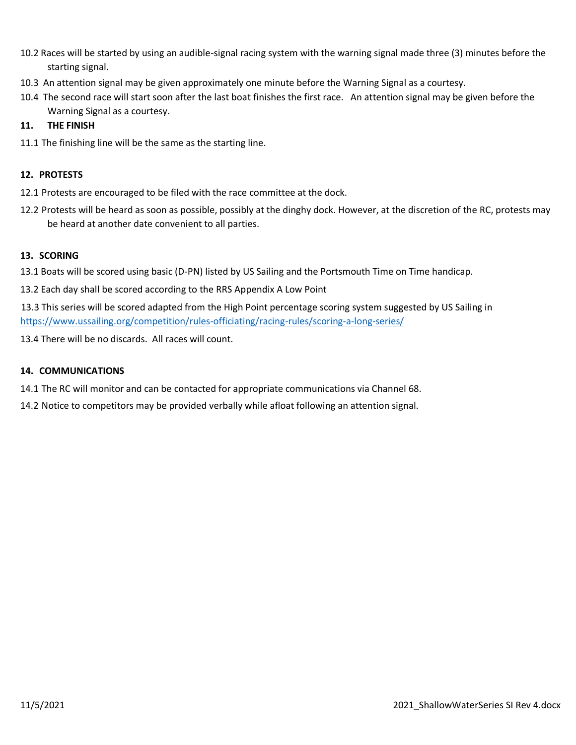10.2 Races will be started by using an audible-signal racing system with the warning signal made three (3) minutes before the starting signal.

10.3 An attention signal may be given approximately one minute before the Warning Signal as a courtesy.

10.4 The second race will start soon after the last boat finishes the first race. An attention signal may be given before the Warning Signal as a courtesy.

## 11. THE FINISH

11.1 The finishing line will be the same as the starting line.

## 12. PROTESTS

12.1 Protests are encouraged to be filed with the race committee at the dock.

12.2 Protests will be heard as soon as possible, possibly at the dinghy dock. However, at the discretion of the RC, protests may be heard at another date convenient to all parties.

## 13. SCORING

13.1 Boats will be scored using basic (D-PN) listed by US Sailing and the Portsmouth Time on Time handicap.

13.2 Each day shall be scored according to the RRS Appendix A Low Point

13.3 This series will be scored adapted from the High Point percentage scoring system suggested by US Sailing in https://www.ussailing.org/competition/rules-officiating/racing-rules/scoring-a-long-series/

13.4 There will be no discards. All races will count.

## 14. COMMUNICATIONS

14.1 The RC will monitor and can be contacted for appropriate communications via Channel 68.

14.2 Notice to competitors may be provided verbally while afloat following an attention signal.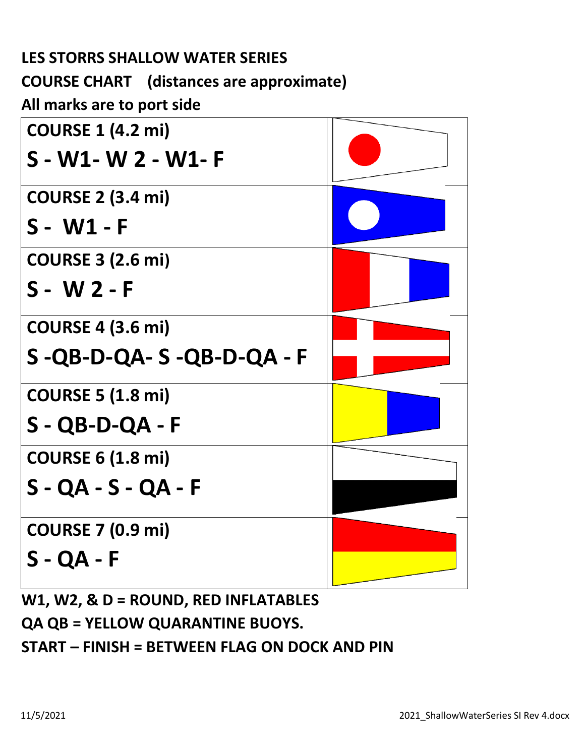**LES STORRS SHALLOW WATER SERIES**

**COURSE CHART (distances are approximate)**

**All marks are to port side**

| Course | Flag |
|---|---|
| **COURSE 1 (4.2 mi)**<br>**S - W1- W 2 - W1- F** | |
| **COURSE 2 (3.4 mi)**<br>**S - W1 - F** | |
| **COURSE 3 (2.6 mi)**<br>**S - W 2 - F** | |
| **COURSE 4 (3.6 mi)**<br>**S -QB-D-QA- S -QB-D-QA - F** | |
| **COURSE 5 (1.8 mi)**<br>**S - QB-D-QA - F** | |
| **COURSE 6 (1.8 mi)**<br>**S - QA - S - QA - F** | |
| **COURSE 7 (0.9 mi)**<br>**S - QA - F** | |

**W1, W2, & D = ROUND, RED INFLATABLES**

**QA QB = YELLOW QUARANTINE BUOYS.**

**START – FINISH = BETWEEN FLAG ON DOCK AND PIN**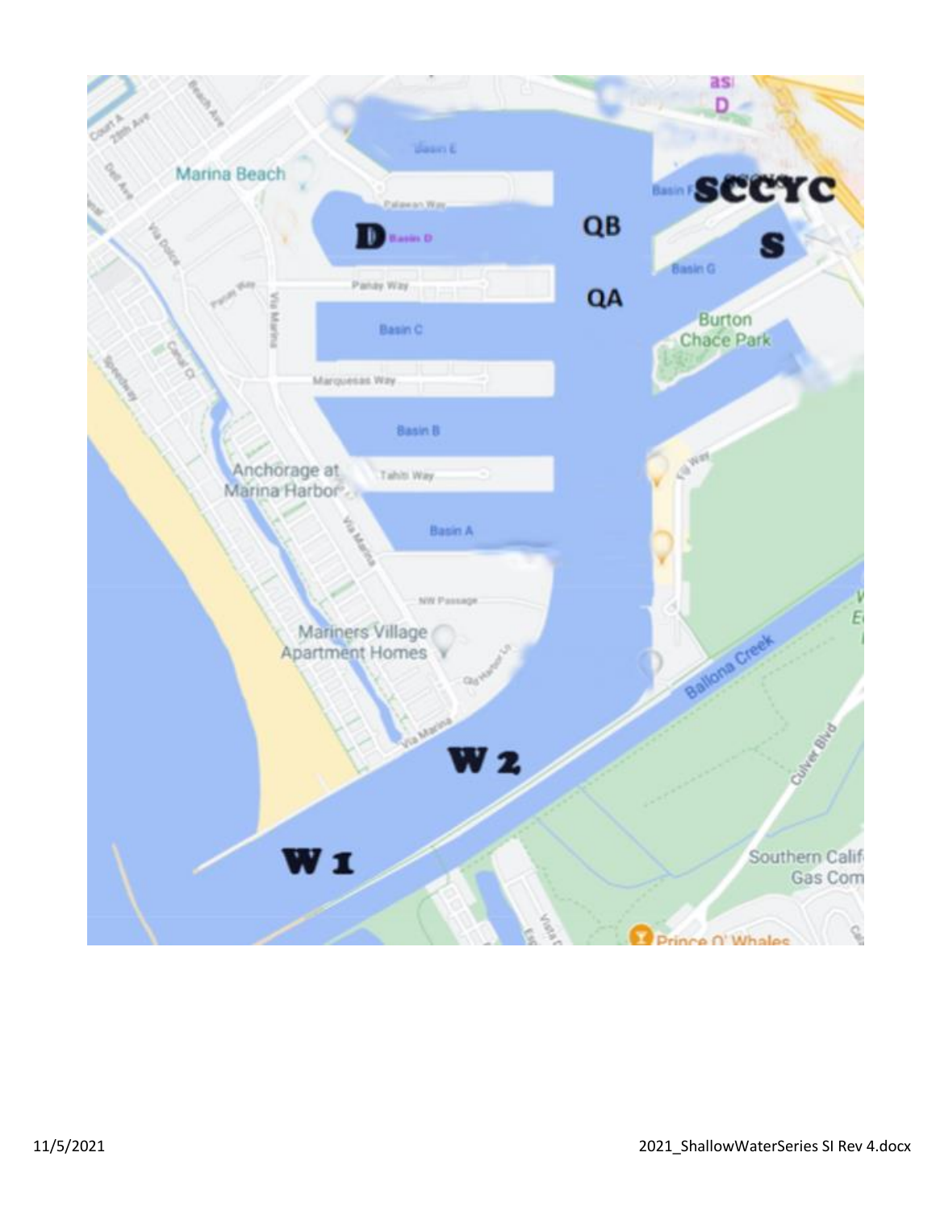D

QB

QA

SCCYC

S

W 2

W 1